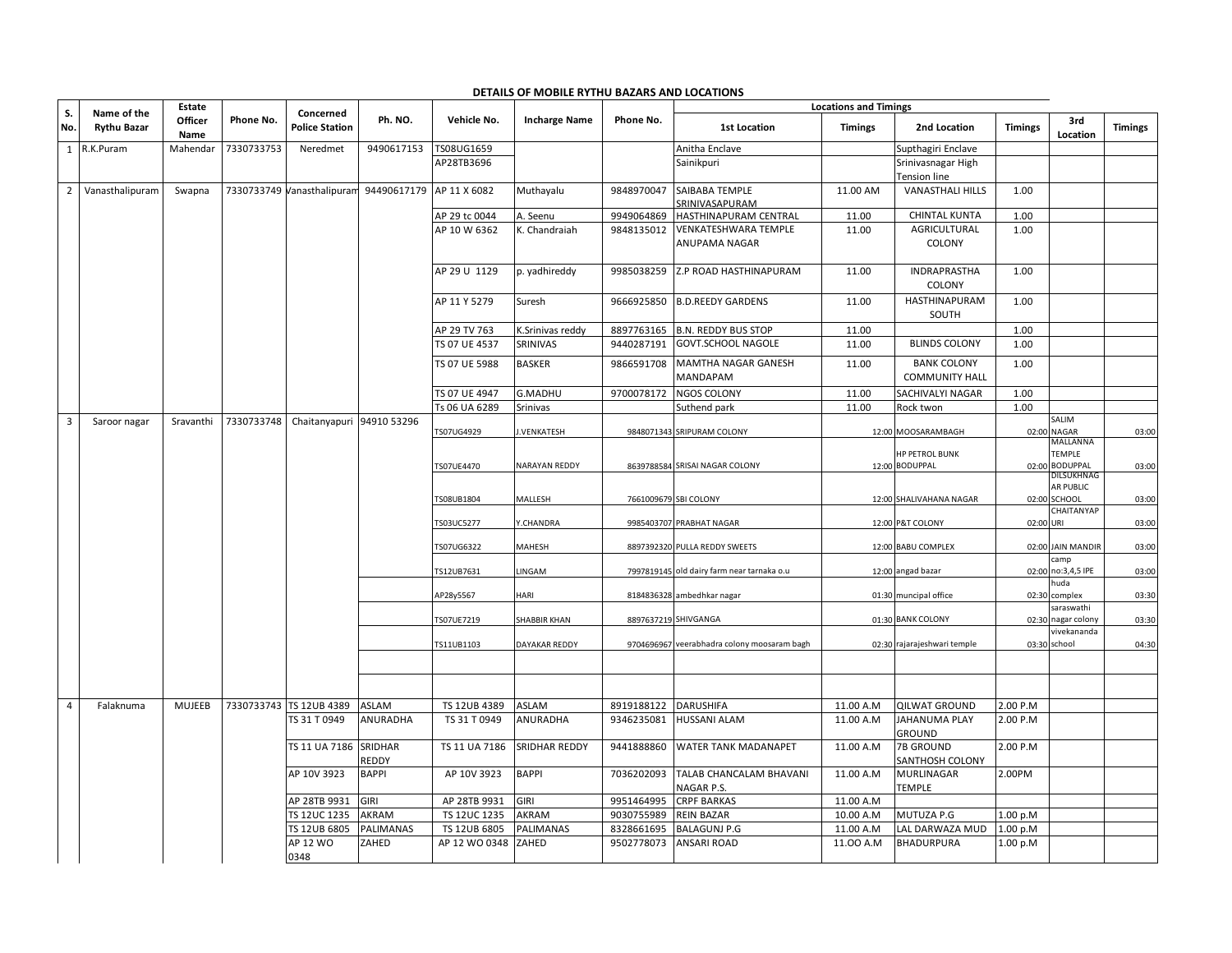**DETAILS OF MOBILE RYTHU BAZARS AND LOCATIONS**

| S. No. | Name of the Rythu Bazar | Estate Officer Name | Phone No. | Concerned Police Station | Ph. NO. | Vehicle No. | Incharge Name | Phone No. | Locations and Timings | | | | | |
|---|---|---|---|---|---|---|---|---|---|---|---|---|---|---|
| | | | | | | | | | 1st Location | Timings | 2nd Location | Timings | 3rd Location | Timings |
| 1 | R.K.Puram | Mahendar | 7330733753 | Neredmet | 9490617153 | TS08UG1659 | | | Anitha Enclave | | Supthagiri Enclave | | | |
| | | | | | | AP28TB3696 | | | Sainikpuri | | Srinivasnagar High Tension line | | | |
| 2 | Vanasthalipuram | Swapna | 7330733749 | Vanasthalipuram | 94490617179 | AP 11 X 6082 | Muthayalu | 9848970047 | SAIBABA TEMPLE SRINIVASAPURAM | 11.00 AM | VANASTHALI HILLS | 1.00 | | |
| | | | | | | AP 29 tc 0044 | A. Seenu | 9949064869 | HASTHINAPURAM CENTRAL | 11.00 | CHINTAL KUNTA | 1.00 | | |
| | | | | | | AP 10 W 6362 | K. Chandraiah | 9848135012 | VENKATESHWARA TEMPLE ANUPAMA NAGAR | 11.00 | AGRICULTURAL COLONY | 1.00 | | |
| | | | | | | AP 29 U 1129 | p. yadhireddy | 9985038259 | Z.P ROAD HASTHINAPURAM | 11.00 | INDRAPRASTHA COLONY | 1.00 | | |
| | | | | | | AP 11 Y 5279 | Suresh | 9666925850 | B.D.REEDY GARDENS | 11.00 | HASTHINAPURAM SOUTH | 1.00 | | |
| | | | | | | AP 29 TV 763 | K.Srinivas reddy | 8897763165 | B.N. REDDY BUS STOP | 11.00 | | 1.00 | | |
| | | | | | | TS 07 UE 4537 | SRINIVAS | 9440287191 | GOVT.SCHOOL NAGOLE | 11.00 | BLINDS COLONY | 1.00 | | |
| | | | | | | TS 07 UE 5988 | BASKER | 9866591708 | MAMTHA NAGAR GANESH MANDAPAM | 11.00 | BANK COLONY COMMUNITY HALL | 1.00 | | |
| | | | | | | TS 07 UE 4947 | G.MADHU | 9700078172 | NGOS COLONY | 11.00 | SACHIVALYI NAGAR | 1.00 | | |
| | | | | | | Ts 06 UA 6289 | Srinivas | | Suthend park | 11.00 | Rock twon | 1.00 | | |
| 3 | Saroor nagar | Sravanthi | 7330733748 | Chaitanyapuri | 94910 53296 | TS07UG4929 | J.VENKATESH | 9848071343 | SRIPURAM COLONY | 12:00 | MOOSARAMBAGH | 02:00 | SALIM NAGAR | 03:00 |
| | | | | | | TS07UE4470 | NARAYAN REDDY | 8639788584 | SRISAI NAGAR COLONY | 12:00 | HP PETROL BUNK BODUPPAL | 02:00 | MALLANNA TEMPLE BODUPPAL | 03:00 |
| | | | | | | TS08UB1804 | MALLESH | 7661009679 | SBI COLONY | 12:00 | SHALIVAHANA NAGAR | 02:00 | DILSUKHNAGAR PUBLIC SCHOOL | 03:00 |
| | | | | | | TS03UC5277 | Y.CHANDRA | 9985403707 | PRABHAT NAGAR | 12:00 | P&T COLONY | 02:00 | CHAITANYAPURI | 03:00 |
| | | | | | | TS07UG6322 | MAHESH | 8897392320 | PULLA REDDY SWEETS | 12:00 | BABU COMPLEX | 02:00 | JAIN MANDIR | 03:00 |
| | | | | | | TS12UB7631 | LINGAM | 7997819145 | old dairy farm near tarnaka o.u | 12:00 | angad bazar | 02:00 | camp no:3,4,5 IPE | 03:00 |
| | | | | | | AP28y5567 | HARI | 8184836328 | ambedhkar nagar | 01:30 | muncipal office | 02:30 | huda complex | 03:30 |
| | | | | | | TS07UE7219 | SHABBIR KHAN | 8897637219 | SHIVGANGA | 01:30 | BANK COLONY | 02:30 | saraswathi nagar colony | 03:30 |
| | | | | | | TS11UB1103 | DAYAKAR REDDY | 9704696967 | veerabhadra colony moosaram bagh | 02:30 | rajarajeshwari temple | 03:30 | vivekananda school | 04:30 |
| | | | | | | | | | | | | | | |
| | | | | | | | | | | | | | | |
| 4 | Falaknuma | MUJEEB | 7330733743 | TS 12UB 4389 | ASLAM | TS 12UB 4389 | ASLAM | 8919188122 | DARUSHIFA | 11.00 A.M | QILWAT GROUND | 2.00 P.M | | |
| | | | | TS 31 T 0949 | ANURADHA | TS 31 T 0949 | ANURADHA | 9346235081 | HUSSANI ALAM | 11.00 A.M | JAHANUMA PLAY GROUND | 2.00 P.M | | |
| | | | | TS 11 UA 7186 | SRIDHAR REDDY | TS 11 UA 7186 | SRIDHAR REDDY | 9441888860 | WATER TANK MADANAPET | 11.00 A.M | 7B GROUND SANTHOSH COLONY | 2.00 P.M | | |
| | | | | AP 10V 3923 | BAPPI | AP 10V 3923 | BAPPI | 7036202093 | TALAB CHANCALAM BHAVANI NAGAR P.S. | 11.00 A.M | MURLINAGAR TEMPLE | 2.00PM | | |
| | | | | AP 28TB 9931 | GIRI | AP 28TB 9931 | GIRI | 9951464995 | CRPF BARKAS | 11.00 A.M | | | | |
| | | | | TS 12UC 1235 | AKRAM | TS 12UC 1235 | AKRAM | 9030755989 | REIN BAZAR | 10.00 A.M | MUTUZA P.G | 1.00 p.M | | |
| | | | | TS 12UB 6805 | PALIMANAS | TS 12UB 6805 | PALIMANAS | 8328661695 | BALAGUNJ P.G | 11.00 A.M | LAL DARWAZA MUD | 1.00 p.M | | |
| | | | | AP 12 WO 0348 | ZAHED | AP 12 WO 0348 | ZAHED | 9502778073 | ANSARI ROAD | 11.OO A.M | BHADURPURA | 1.00 p.M | | |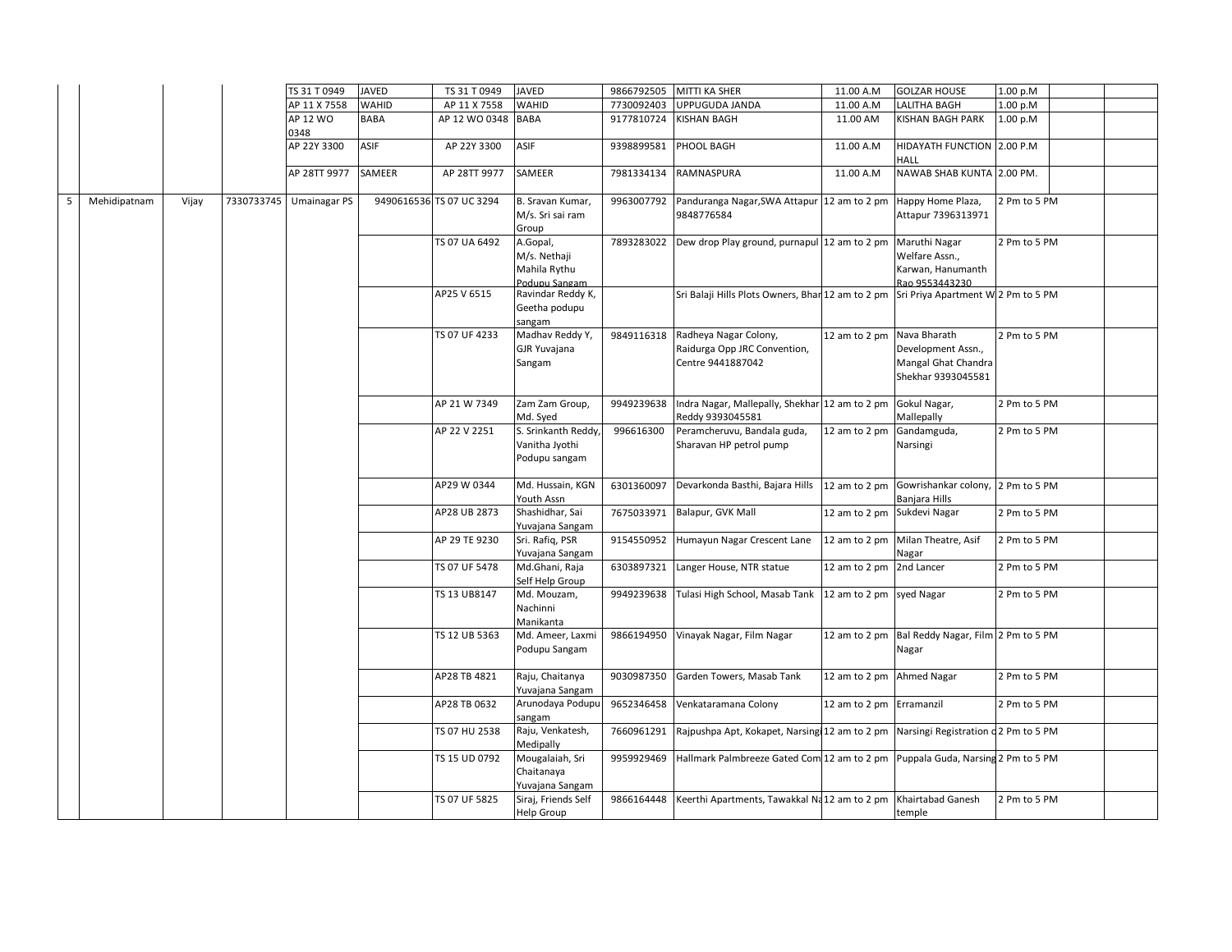| | | | | | | | | | | | | | | |
|---|---|---|---|---|---|---|---|---|---|---|---|---|---|---|
| | | | | TS 31 T 0949 | JAVED | TS 31 T 0949 | JAVED | 9866792505 | MITTI KA SHER | 11.00 A.M | GOLZAR HOUSE | 1.00 p.M | | |
| | | | | AP 11 X 7558 | WAHID | AP 11 X 7558 | WAHID | 7730092403 | UPPUGUDA JANDA | 11.00 A.M | LALITHA BAGH | 1.00 p.M | | |
| | | | | AP 12 WO 0348 | BABA | AP 12 WO 0348 | BABA | 9177810724 | KISHAN BAGH | 11.00 AM | KISHAN BAGH PARK | 1.00 p.M | | |
| | | | | AP 22Y 3300 | ASIF | AP 22Y 3300 | ASIF | 9398899581 | PHOOL BAGH | 11.00 A.M | HIDAYATH FUNCTION HALL | 2.00 P.M | | |
| | | | | AP 28TT 9977 | SAMEER | AP 28TT 9977 | SAMEER | 7981334134 | RAMNASPURA | 11.00 A.M | NAWAB SHAB KUNTA | 2.00 PM. | | |
| 5 | Mehidipatnam | Vijay | 7330733745 | Umainagar PS | 9490616536 | TS 07 UC 3294 | B. Sravan Kumar, M/s. Sri sai ram Group | 9963007792 | Panduranga Nagar,SWA Attapur 9848776584 | 12 am to 2 pm | Happy Home Plaza, Attapur 7396313971 | 2 Pm to 5 PM | | |
| | | | | | | TS 07 UA 6492 | A.Gopal, M/s. Nethaji Mahila Rythu Podupu Sangam | 7893283022 | Dew drop Play ground, purnapul | 12 am to 2 pm | Maruthi Nagar Welfare Assn., Karwan, Hanumanth Rao 9553443230 | 2 Pm to 5 PM | | |
| | | | | | | AP25 V 6515 | Ravindar Reddy K, Geetha podupu sangam | | Sri Balaji Hills Plots Owners, Bhar | 12 am to 2 pm | Sri Priya Apartment W | 2 Pm to 5 PM | | |
| | | | | | | TS 07 UF 4233 | Madhav Reddy Y, GJR Yuvajana Sangam | 9849116318 | Radheya Nagar Colony, Raidurga Opp JRC Convention, Centre 9441887042 | 12 am to 2 pm | Nava Bharath Development Assn., Mangal Ghat Chandra Shekhar 9393045581 | 2 Pm to 5 PM | | |
| | | | | | | AP 21 W 7349 | Zam Zam Group, Md. Syed | 9949239638 | Indra Nagar, Mallepally, Shekhar Reddy 9393045581 | 12 am to 2 pm | Gokul Nagar, Mallepally | 2 Pm to 5 PM | | |
| | | | | | | AP 22 V 2251 | S. Srinkanth Reddy, Vanitha Jyothi Podupu sangam | 996616300 | Peramcheruvu, Bandala guda, Sharavan HP petrol pump | 12 am to 2 pm | Gandamguda, Narsingi | 2 Pm to 5 PM | | |
| | | | | | | AP29 W 0344 | Md. Hussain, KGN Youth Assn | 6301360097 | Devarkonda Basthi, Bajara Hills | 12 am to 2 pm | Gowrishankar colony, Banjara Hills | 2 Pm to 5 PM | | |
| | | | | | | AP28 UB 2873 | Shashidhar, Sai Yuvajana Sangam | 7675033971 | Balapur, GVK Mall | 12 am to 2 pm | Sukdevi Nagar | 2 Pm to 5 PM | | |
| | | | | | | AP 29 TE 9230 | Sri. Rafiq, PSR Yuvajana Sangam | 9154550952 | Humayun Nagar Crescent Lane | 12 am to 2 pm | Milan Theatre, Asif Nagar | 2 Pm to 5 PM | | |
| | | | | | | TS 07 UF 5478 | Md.Ghani, Raja Self Help Group | 6303897321 | Langer House, NTR statue | 12 am to 2 pm | 2nd Lancer | 2 Pm to 5 PM | | |
| | | | | | | TS 13 UB8147 | Md. Mouzam, Nachinni Manikanta | 9949239638 | Tulasi High School, Masab Tank | 12 am to 2 pm | syed Nagar | 2 Pm to 5 PM | | |
| | | | | | | TS 12 UB 5363 | Md. Ameer, Laxmi Podupu Sangam | 9866194950 | Vinayak Nagar, Film Nagar | 12 am to 2 pm | Bal Reddy Nagar, Film Nagar | 2 Pm to 5 PM | | |
| | | | | | | AP28 TB 4821 | Raju, Chaitanya Yuvajana Sangam | 9030987350 | Garden Towers, Masab Tank | 12 am to 2 pm | Ahmed Nagar | 2 Pm to 5 PM | | |
| | | | | | | AP28 TB 0632 | Arunodaya Podupu sangam | 9652346458 | Venkataramana Colony | 12 am to 2 pm | Erramanzil | 2 Pm to 5 PM | | |
| | | | | | | TS 07 HU 2538 | Raju, Venkatesh, Medipally | 7660961291 | Rajpushpa Apt, Kokapet, Narsing | 12 am to 2 pm | Narsingi Registration o | 2 Pm to 5 PM | | |
| | | | | | | TS 15 UD 0792 | Mougalaiah, Sri Chaitanaya Yuvajana Sangam | 9959929469 | Hallmark Palmbreeze Gated Com | 12 am to 2 pm | Puppala Guda, Narsing | 2 Pm to 5 PM | | |
| | | | | | | TS 07 UF 5825 | Siraj, Friends Self Help Group | 9866164448 | Keerthi Apartments, Tawakkal Na | 12 am to 2 pm | Khairtabad Ganesh temple | 2 Pm to 5 PM | | |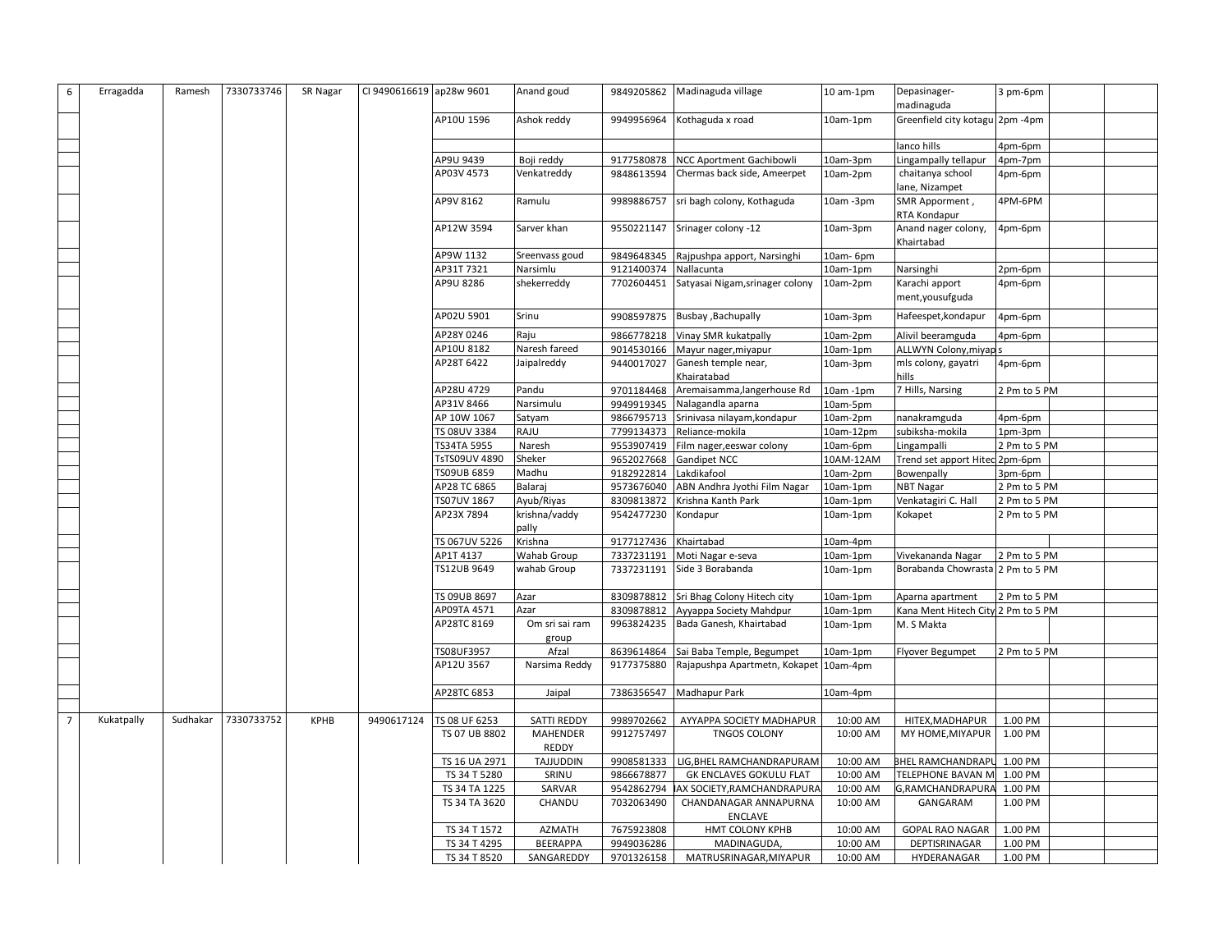| | | | | | | | | | | | | | | |
|---|---|---|---|---|---|---|---|---|---|---|---|---|---|---|
| 6 | Erragadda | Ramesh | 7330733746 | SR Nagar | CI 9490616619 | ap28w 9601 | Anand goud | 9849205862 | Madinaguda village | 10 am-1pm | Depasinager-madinaguda | 3 pm-6pm | | |
| | | | | | | AP10U 1596 | Ashok reddy | 9949956964 | Kothaguda x road | 10am-1pm | Greenfield city kotagu | 2pm -4pm | | |
| | | | | | | | | | | | lanco hills | 4pm-6pm | | |
| | | | | | | AP9U 9439 | Boji reddy | 9177580878 | NCC Aportment Gachibowli | 10am-3pm | Lingampally tellapur | 4pm-7pm | | |
| | | | | | | AP03V 4573 | Venkatreddy | 9848613594 | Chermas back side, Ameerpet | 10am-2pm | chaitanya school lane, Nizampet | 4pm-6pm | | |
| | | | | | | AP9V 8162 | Ramulu | 9989886757 | sri bagh colony, Kothaguda | 10am -3pm | SMR Apporment , RTA Kondapur | 4PM-6PM | | |
| | | | | | | AP12W 3594 | Sarver khan | 9550221147 | Srinager colony -12 | 10am-3pm | Anand nager colony, Khairtabad | 4pm-6pm | | |
| | | | | | | AP9W 1132 | Sreenvass goud | 9849648345 | Rajpushpa apport, Narsinghi | 10am- 6pm | | | | |
| | | | | | | AP31T 7321 | Narsimlu | 9121400374 | Nallacunta | 10am-1pm | Narsinghi | 2pm-6pm | | |
| | | | | | | AP9U 8286 | shekerreddy | 7702604451 | Satyasai Nigam,srinager colony | 10am-2pm | Karachi apport ment,yousufguda | 4pm-6pm | | |
| | | | | | | AP02U 5901 | Srinu | 9908597875 | Busbay ,Bachupally | 10am-3pm | Hafeespet,kondapur | 4pm-6pm | | |
| | | | | | | AP28Y 0246 | Raju | 9866778218 | Vinay SMR kukatpally | 10am-2pm | Alivil beeramguda | 4pm-6pm | | |
| | | | | | | AP10U 8182 | Naresh fareed | 9014530166 | Mayur nager,miyapur | 10am-1pm | ALLWYN Colony,miyap | s | | |
| | | | | | | AP28T 6422 | Jaipalreddy | 9440017027 | Ganesh temple near, Khairatabad | 10am-3pm | mls colony, gayatri hills | 4pm-6pm | | |
| | | | | | | AP28U 4729 | Pandu | 9701184468 | Aremaisamma,langerhouse Rd | 10am -1pm | 7 Hills, Narsing | 2 Pm to 5 PM | | |
| | | | | | | AP31V 8466 | Narsimulu | 9949919345 | Nalagandla aparna | 10am-5pm | | | | |
| | | | | | | AP 10W 1067 | Satyam | 9866795713 | Srinivasa nilayam,kondapur | 10am-2pm | nanakramguda | 4pm-6pm | | |
| | | | | | | TS 08UV 3384 | RAJU | 7799134373 | Reliance-mokila | 10am-12pm | subiksha-mokila | 1pm-3pm | | |
| | | | | | | TS34TA 5955 | Naresh | 9553907419 | Film nager,eeswar colony | 10am-6pm | Lingampalli | 2 Pm to 5 PM | | |
| | | | | | | TsTS09UV 4890 | Sheker | 9652027668 | Gandipet NCC | 10AM-12AM | Trend set apport Hitec | 2pm-6pm | | |
| | | | | | | TS09UB 6859 | Madhu | 9182922814 | Lakdikafool | 10am-2pm | Bowenpally | 3pm-6pm | | |
| | | | | | | AP28 TC 6865 | Balaraj | 9573676040 | ABN Andhra Jyothi Film Nagar | 10am-1pm | NBT Nagar | 2 Pm to 5 PM | | |
| | | | | | | TS07UV 1867 | Ayub/Riyas | 8309813872 | Krishna Kanth Park | 10am-1pm | Venkatagiri C. Hall | 2 Pm to 5 PM | | |
| | | | | | | AP23X 7894 | krishna/vaddy pally | 9542477230 | Kondapur | 10am-1pm | Kokapet | 2 Pm to 5 PM | | |
| | | | | | | TS 067UV 5226 | Krishna | 9177127436 | Khairtabad | 10am-4pm | | | | |
| | | | | | | AP1T 4137 | Wahab Group | 7337231191 | Moti Nagar e-seva | 10am-1pm | Vivekananda Nagar | 2 Pm to 5 PM | | |
| | | | | | | TS12UB 9649 | wahab Group | 7337231191 | Side 3 Borabanda | 10am-1pm | Borabanda Chowrasta | 2 Pm to 5 PM | | |
| | | | | | | TS 09UB 8697 | Azar | 8309878812 | Sri Bhag Colony Hitech city | 10am-1pm | Aparna apartment | 2 Pm to 5 PM | | |
| | | | | | | AP09TA 4571 | Azar | 8309878812 | Ayyappa Society Mahdpur | 10am-1pm | Kana Ment Hitech City | 2 Pm to 5 PM | | |
| | | | | | | AP28TC 8169 | Om sri sai ram group | 9963824235 | Bada Ganesh, Khairtabad | 10am-1pm | M. S Makta | | | |
| | | | | | | TS08UF3957 | Afzal | 8639614864 | Sai Baba Temple, Begumpet | 10am-1pm | Flyover Begumpet | 2 Pm to 5 PM | | |
| | | | | | | AP12U 3567 | Narsima Reddy | 9177375880 | Rajapushpa Apartmetn, Kokapet | 10am-4pm | | | | |
| | | | | | | AP28TC 6853 | Jaipal | 7386356547 | Madhapur Park | 10am-4pm | | | | |
| | | | | | | | | | | | | | | |
| 7 | Kukatpally | Sudhakar | 7330733752 | KPHB | 9490617124 | TS 08 UF 6253 | SATTI REDDY | 9989702662 | AYYAPPA SOCIETY MADHAPUR | 10:00 AM | HITEX,MADHAPUR | 1.00 PM | | |
| | | | | | | TS 07 UB 8802 | MAHENDER REDDY | 9912757497 | TNGOS COLONY | 10:00 AM | MY HOME,MIYAPUR | 1.00 PM | | |
| | | | | | | TS 16 UA 2971 | TAJUDDIN | 9908581333 | LIG,BHEL RAMCHANDRAPURAM | 10:00 AM | BHEL RAMCHANDRAPU | 1.00 PM | | |
| | | | | | | TS 34 T 5280 | SRINU | 9866678877 | GK ENCLAVES GOKULU FLAT | 10:00 AM | TELEPHONE BAVAN M | 1.00 PM | | |
| | | | | | | TS 34 TA 1225 | SARVAR | 9542862794 | AX SOCIETY,RAMCHANDRAPURA | 10:00 AM | G,RAMCHANDRAPURA | 1.00 PM | | |
| | | | | | | TS 34 TA 3620 | CHANDU | 7032063490 | CHANDANAGAR ANNAPURNA ENCLAVE | 10:00 AM | GANGARAM | 1.00 PM | | |
| | | | | | | TS 34 T 1572 | AZMATH | 7675923808 | HMT COLONY KPHB | 10:00 AM | GOPAL RAO NAGAR | 1.00 PM | | |
| | | | | | | TS 34 T 4295 | BEERAPPA | 9949036286 | MADINAGUDA, | 10:00 AM | DEPTISRINAGAR | 1.00 PM | | |
| | | | | | | TS 34 T 8520 | SANGAREDDY | 9701326158 | MATRUSRINAGAR,MIYAPUR | 10:00 AM | HYDERANAGAR | 1.00 PM | | |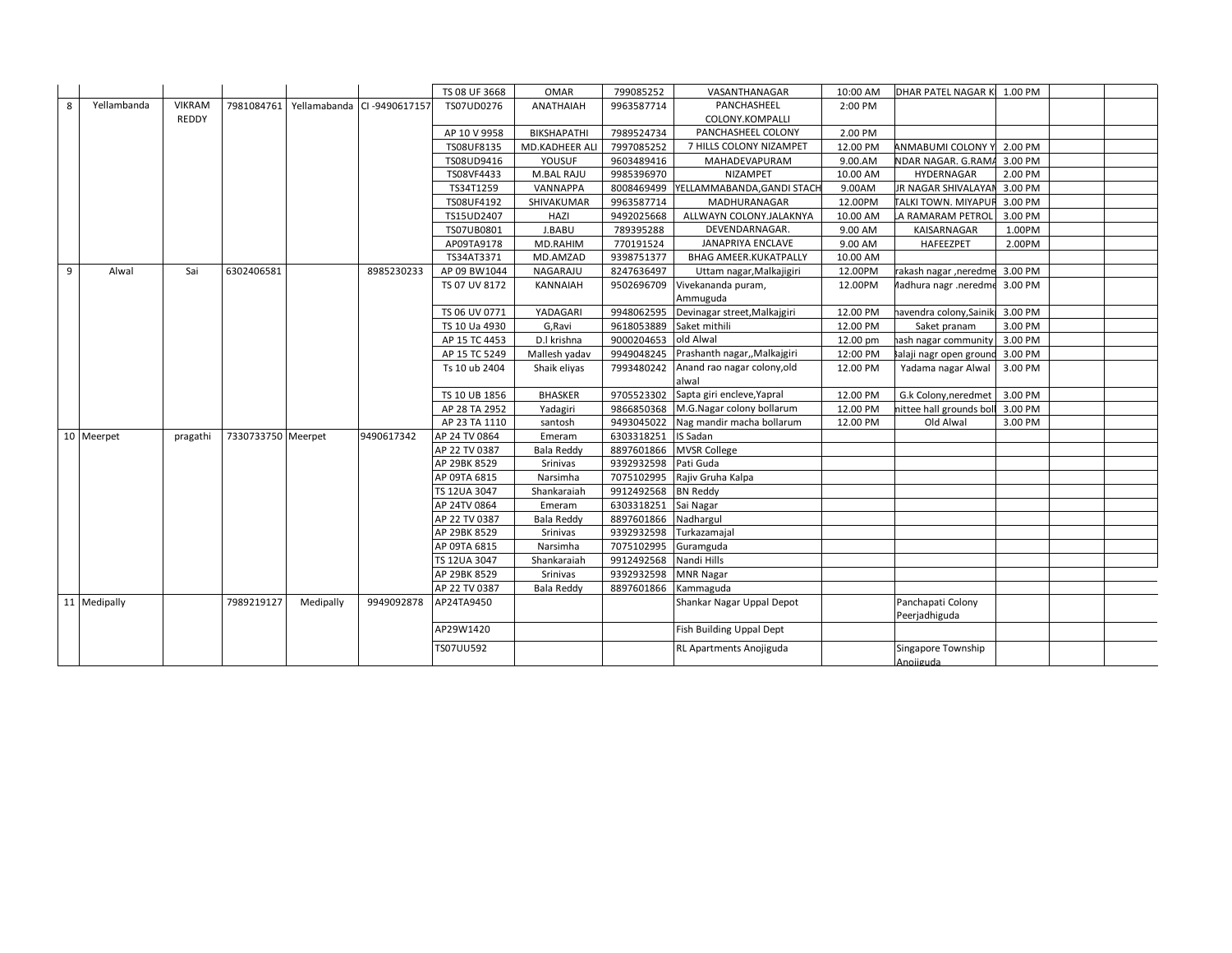| | | | | | | | | | | | | | | |
|---|---|---|---|---|---|---|---|---|---|---|---|---|---|---|
| | | | | | | TS 08 UF 3668 | OMAR | 799085252 | VASANTHANAGAR | 10:00 AM | DHAR PATEL NAGAR K | 1.00 PM | | |
| 8 | Yellambanda | VIKRAM REDDY | 7981084761 | Yellamabanda | CI -9490617157 | TS07UD0276 | ANATHAIAH | 9963587714 | PANCHASHEEL COLONY.KOMPALLI | 2:00 PM | | | | |
| | | | | | | AP 10 V 9958 | BIKSHAPATHI | 7989524734 | PANCHASHEEL COLONY | 2.00 PM | | | | |
| | | | | | | TS08UF8135 | MD.KADHEER ALI | 7997085252 | 7 HILLS COLONY NIZAMPET | 12.00 PM | ANMABUMI COLONY Y | 2.00 PM | | |
| | | | | | | TS08UD9416 | YOUSUF | 9603489416 | MAHADEVAPURAM | 9.00.AM | NDAR NAGAR. G.RAMA | 3.00 PM | | |
| | | | | | | TS08VF4433 | M.BAL RAJU | 9985396970 | NIZAMPET | 10.00 AM | HYDERNAGAR | 2.00 PM | | |
| | | | | | | TS34T1259 | VANNAPPA | 8008469499 | YELLAMMABANDA,GANDI STACH | 9.00AM | JR NAGAR SHIVALAYAM | 3.00 PM | | |
| | | | | | | TS08UF4192 | SHIVAKUMAR | 9963587714 | MADHURANAGAR | 12.00PM | TALKI TOWN. MIYAPUR | 3.00 PM | | |
| | | | | | | TS15UD2407 | HAZI | 9492025668 | ALLWAYN COLONY.JALAKNYA | 10.00 AM | LA RAMARAM PETROL | 3.00 PM | | |
| | | | | | | TS07UB0801 | J.BABU | 789395288 | DEVENDARNAGAR. | 9.00 AM | KAISARNAGAR | 1.00PM | | |
| | | | | | | AP09TA9178 | MD.RAHIM | 770191524 | JANAPRIYA ENCLAVE | 9.00 AM | HAFEEZPET | 2.00PM | | |
| | | | | | | TS34AT3371 | MD.AMZAD | 9398751377 | BHAG AMEER.KUKATPALLY | 10.00 AM | | | | |
| 9 | Alwal | Sai | 6302406581 | | 8985230233 | AP 09 BW1044 | NAGARAJU | 8247636497 | Uttam nagar,Malkajigiri | 12.00PM | rakash nagar ,neredme | 3.00 PM | | |
| | | | | | | TS 07 UV 8172 | KANNAIAH | 9502696709 | Vivekananda puram, Ammuguda | 12.00PM | Madhura nagr .neredme | 3.00 PM | | |
| | | | | | | TS 06 UV 0771 | YADAGARI | 9948062595 | Devinagar street,Malkajgiri | 12.00 PM | havendra colony,Sainik | 3.00 PM | | |
| | | | | | | TS 10 Ua 4930 | G,Ravi | 9618053889 | Saket mithili | 12.00 PM | Saket pranam | 3.00 PM | | |
| | | | | | | AP 15 TC 4453 | D.l krishna | 9000204653 | old Alwal | 12.00 pm | hash nagar community | 3.00 PM | | |
| | | | | | | AP 15 TC 5249 | Mallesh yadav | 9949048245 | Prashanth nagar,,Malkajgiri | 12:00 PM | Balaji nagr open ground | 3.00 PM | | |
| | | | | | | Ts 10 ub 2404 | Shaik eliyas | 7993480242 | Anand rao nagar colony,old alwal | 12.00 PM | Yadama nagar Alwal | 3.00 PM | | |
| | | | | | | TS 10 UB 1856 | BHASKER | 9705523302 | Sapta giri encleve,Yapral | 12.00 PM | G.k Colony,neredmet | 3.00 PM | | |
| | | | | | | AP 28 TA 2952 | Yadagiri | 9866850368 | M.G.Nagar colony bollarum | 12.00 PM | nittee hall grounds boll | 3.00 PM | | |
| | | | | | | AP 23 TA 1110 | santosh | 9493045022 | Nag mandir macha bollarum | 12.00 PM | Old Alwal | 3.00 PM | | |
| 10 | Meerpet | pragathi | 7330733750 | Meerpet | 9490617342 | AP 24 TV 0864 | Emeram | 6303318251 | IS Sadan | | | | | |
| | | | | | | AP 22 TV 0387 | Bala Reddy | 8897601866 | MVSR College | | | | | |
| | | | | | | AP 29BK 8529 | Srinivas | 9392932598 | Pati Guda | | | | | |
| | | | | | | AP 09TA 6815 | Narsimha | 7075102995 | Rajiv Gruha Kalpa | | | | | |
| | | | | | | TS 12UA 3047 | Shankaraiah | 9912492568 | BN Reddy | | | | | |
| | | | | | | AP 24TV 0864 | Emeram | 6303318251 | Sai Nagar | | | | | |
| | | | | | | AP 22 TV 0387 | Bala Reddy | 8897601866 | Nadhargul | | | | | |
| | | | | | | AP 29BK 8529 | Srinivas | 9392932598 | Turkazamajal | | | | | |
| | | | | | | AP 09TA 6815 | Narsimha | 7075102995 | Guramguda | | | | | |
| | | | | | | TS 12UA 3047 | Shankaraiah | 9912492568 | Nandi Hills | | | | | |
| | | | | | | AP 29BK 8529 | Srinivas | 9392932598 | MNR Nagar | | | | | |
| | | | | | | AP 22 TV 0387 | Bala Reddy | 8897601866 | Kammaguda | | | | | |
| 11 | Medipally | | 7989219127 | Medipally | 9949092878 | AP24TA9450 | | | Shankar Nagar Uppal Depot | | Panchapati Colony Peerjadhiguda | | | |
| | | | | | | AP29W1420 | | | Fish Building Uppal Dept | | | | | |
| | | | | | | TS07UU592 | | | RL Apartments Anojiguda | | Singapore Township Anojiguda | | | |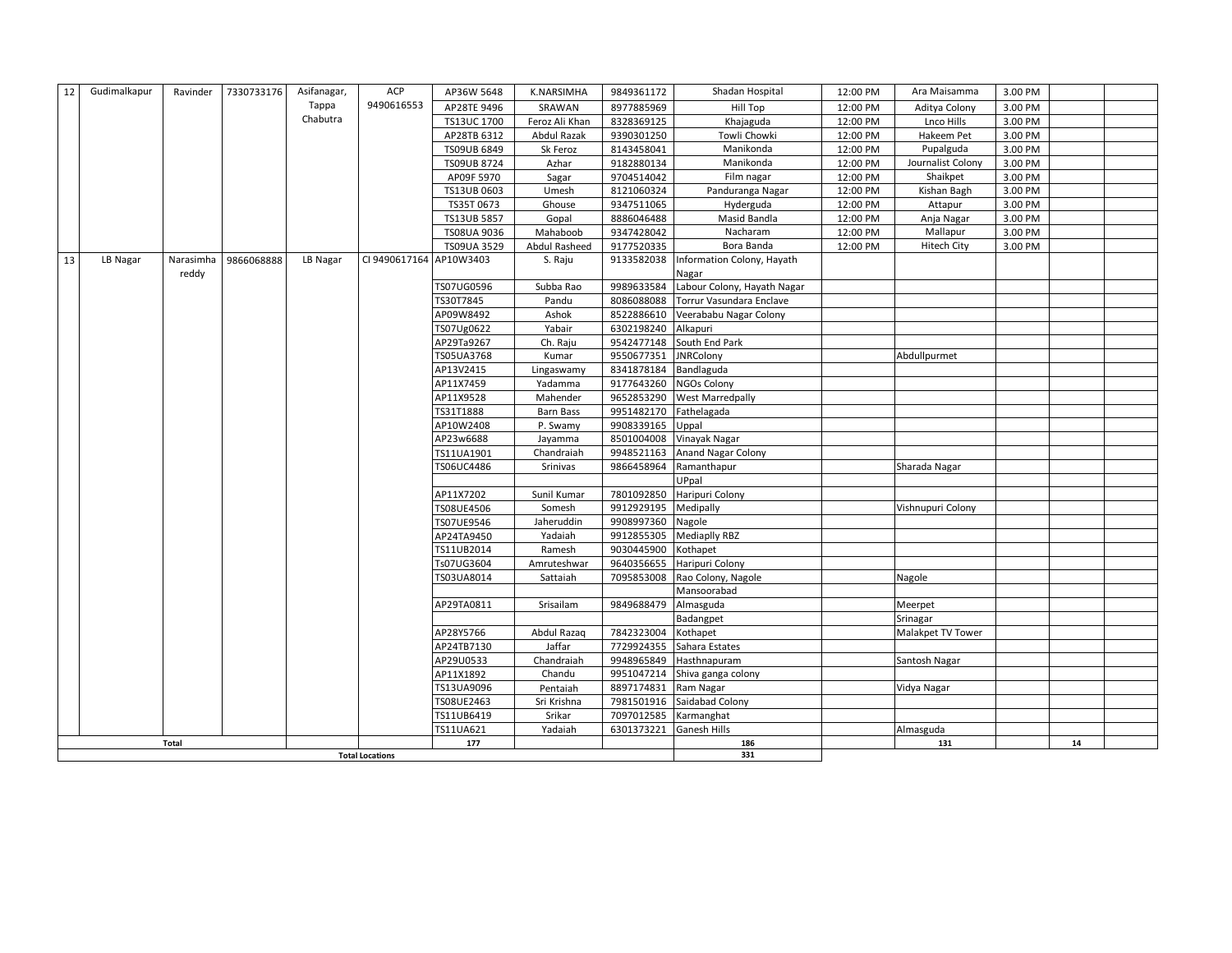| | | | | | | | | | | | | | | |
|---|---|---|---|---|---|---|---|---|---|---|---|---|---|---|
| 12 | Gudimalkapur | Ravinder | 7330733176 | Asifanagar, Tappa Chabutra | ACP 9490616553 | AP36W 5648 | K.NARSIMHA | 9849361172 | Shadan Hospital | 12:00 PM | Ara Maisamma | 3.00 PM | | |
| | | | | | | AP28TE 9496 | SRAWAN | 8977885969 | Hill Top | 12:00 PM | Aditya Colony | 3.00 PM | | |
| | | | | | | TS13UC 1700 | Feroz Ali Khan | 8328369125 | Khajaguda | 12:00 PM | Lnco Hills | 3.00 PM | | |
| | | | | | | AP28TB 6312 | Abdul Razak | 9390301250 | Towli Chowki | 12:00 PM | Hakeem Pet | 3.00 PM | | |
| | | | | | | TS09UB 6849 | Sk Feroz | 8143458041 | Manikonda | 12:00 PM | Pupalguda | 3.00 PM | | |
| | | | | | | TS09UB 8724 | Azhar | 9182880134 | Manikonda | 12:00 PM | Journalist Colony | 3.00 PM | | |
| | | | | | | AP09F 5970 | Sagar | 9704514042 | Film nagar | 12:00 PM | Shaikpet | 3.00 PM | | |
| | | | | | | TS13UB 0603 | Umesh | 8121060324 | Panduranga Nagar | 12:00 PM | Kishan Bagh | 3.00 PM | | |
| | | | | | | TS35T 0673 | Ghouse | 9347511065 | Hyderguda | 12:00 PM | Attapur | 3.00 PM | | |
| | | | | | | TS13UB 5857 | Gopal | 8886046488 | Masid Bandla | 12:00 PM | Anja Nagar | 3.00 PM | | |
| | | | | | | TS08UA 9036 | Mahaboob | 9347428042 | Nacharam | 12:00 PM | Mallapur | 3.00 PM | | |
| | | | | | | TS09UA 3529 | Abdul Rasheed | 9177520335 | Bora Banda | 12:00 PM | Hitech City | 3.00 PM | | |
| 13 | LB Nagar | Narasimha reddy | 9866068888 | LB Nagar | CI 9490617164 | AP10W3403 | S. Raju | 9133582038 | Information Colony, Hayath Nagar | | | | | |
| | | | | | | TS07UG0596 | Subba Rao | 9989633584 | Labour Colony, Hayath Nagar | | | | | |
| | | | | | | TS30T7845 | Pandu | 8086088088 | Torrur Vasundara Enclave | | | | | |
| | | | | | | AP09W8492 | Ashok | 8522886610 | Veerababu Nagar Colony | | | | | |
| | | | | | | TS07Ug0622 | Yabair | 6302198240 | Alkapuri | | | | | |
| | | | | | | AP29Ta9267 | Ch. Raju | 9542477148 | South End Park | | | | | |
| | | | | | | TS05UA3768 | Kumar | 9550677351 | JNRColony | | Abdullpurmet | | | |
| | | | | | | AP13V2415 | Lingaswamy | 8341878184 | Bandlaguda | | | | | |
| | | | | | | AP11X7459 | Yadamma | 9177643260 | NGOs Colony | | | | | |
| | | | | | | AP11X9528 | Mahender | 9652853290 | West Marredpally | | | | | |
| | | | | | | TS31T1888 | Barn Bass | 9951482170 | Fathelagada | | | | | |
| | | | | | | AP10W2408 | P. Swamy | 9908339165 | Uppal | | | | | |
| | | | | | | AP23w6688 | Jayamma | 8501004008 | Vinayak Nagar | | | | | |
| | | | | | | TS11UA1901 | Chandraiah | 9948521163 | Anand Nagar Colony | | | | | |
| | | | | | | TS06UC4486 | Srinivas | 9866458964 | Ramanthapur | | Sharada Nagar | | | |
| | | | | | | | | | UPpal | | | | | |
| | | | | | | AP11X7202 | Sunil Kumar | 7801092850 | Haripuri Colony | | | | | |
| | | | | | | TS08UE4506 | Somesh | 9912929195 | Medipally | | Vishnupuri Colony | | | |
| | | | | | | TS07UE9546 | Jaheruddin | 9908997360 | Nagole | | | | | |
| | | | | | | AP24TA9450 | Yadaiah | 9912855305 | Mediaplly RBZ | | | | | |
| | | | | | | TS11UB2014 | Ramesh | 9030445900 | Kothapet | | | | | |
| | | | | | | Ts07UG3604 | Amruteshwar | 9640356655 | Haripuri Colony | | | | | |
| | | | | | | TS03UA8014 | Sattaiah | 7095853008 | Rao Colony, Nagole | | Nagole | | | |
| | | | | | | | | | Mansoorabad | | | | | |
| | | | | | | AP29TA0811 | Srisailam | 9849688479 | Almasguda | | Meerpet | | | |
| | | | | | | | | | Badangpet | | Srinagar | | | |
| | | | | | | AP28Y5766 | Abdul Razaq | 7842323004 | Kothapet | | Malakpet TV Tower | | | |
| | | | | | | AP24TB7130 | Jaffar | 7729924355 | Sahara Estates | | | | | |
| | | | | | | AP29U0533 | Chandraiah | 9948965849 | Hasthnapuram | | Santosh Nagar | | | |
| | | | | | | AP11X1892 | Chandu | 9951047214 | Shiva ganga colony | | | | | |
| | | | | | | TS13UA9096 | Pentaiah | 8897174831 | Ram Nagar | | Vidya Nagar | | | |
| | | | | | | TS08UE2463 | Sri Krishna | 7981501916 | Saidabad Colony | | | | | |
| | | | | | | TS11UB6419 | Srikar | 7097012585 | Karmanghat | | | | | |
| | | | | | | TS11UA621 | Yadaiah | 6301373221 | Ganesh Hills | | Almasguda | | | |
| **Total** | | | | | | **177** | | | **186** | | **131** | | **14** | |
| **Total Locations** | | | | | | | | | **331** | | | | | |